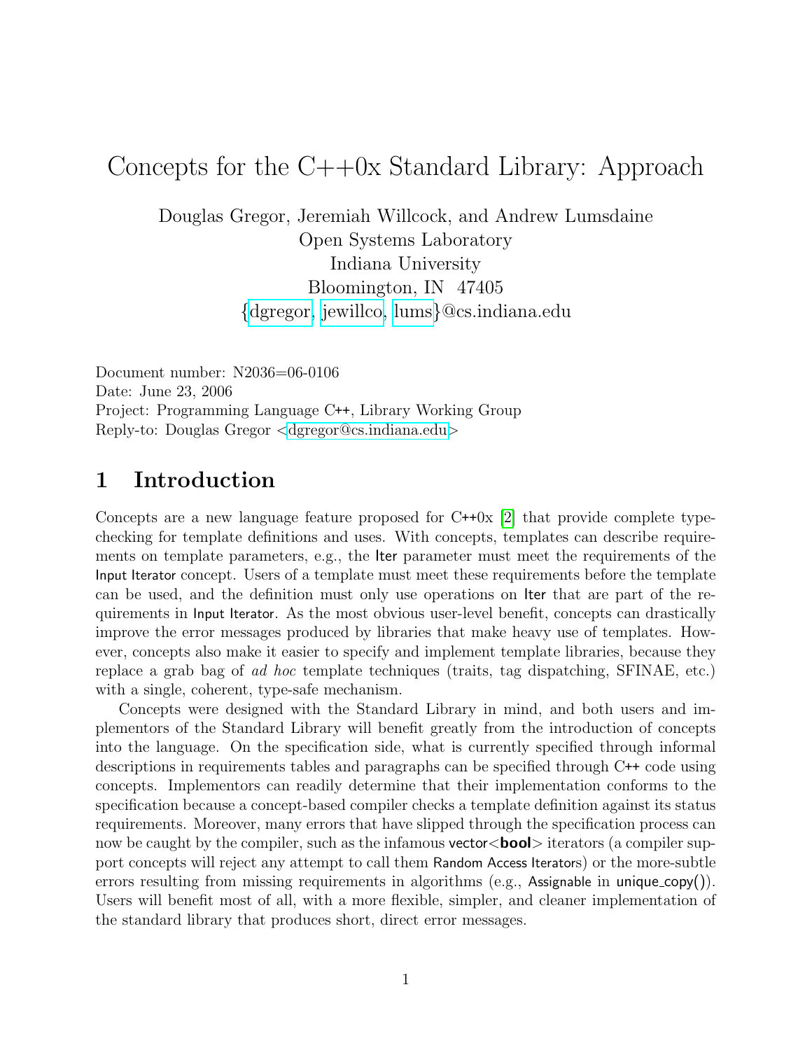# Concepts for the C++0x Standard Library: Approach

Douglas Gregor, Jeremiah Willcock, and Andrew Lumsdaine
Open Systems Laboratory
Indiana University
Bloomington, IN 47405
{dgregor, jewillco, lums}@cs.indiana.edu

Document number: N2036=06-0106
Date: June 23, 2006
Project: Programming Language C++, Library Working Group
Reply-to: Douglas Gregor <dgregor@cs.indiana.edu>

## 1 Introduction

Concepts are a new language feature proposed for C++0x [2] that provide complete type-checking for template definitions and uses. With concepts, templates can describe requirements on template parameters, e.g., the Iter parameter must meet the requirements of the Input Iterator concept. Users of a template must meet these requirements before the template can be used, and the definition must only use operations on Iter that are part of the requirements in Input Iterator. As the most obvious user-level benefit, concepts can drastically improve the error messages produced by libraries that make heavy use of templates. However, concepts also make it easier to specify and implement template libraries, because they replace a grab bag of *ad hoc* template techniques (traits, tag dispatching, SFINAE, etc.) with a single, coherent, type-safe mechanism.

Concepts were designed with the Standard Library in mind, and both users and implementors of the Standard Library will benefit greatly from the introduction of concepts into the language. On the specification side, what is currently specified through informal descriptions in requirements tables and paragraphs can be specified through C++ code using concepts. Implementors can readily determine that their implementation conforms to the specification because a concept-based compiler checks a template definition against its status requirements. Moreover, many errors that have slipped through the specification process can now be caught by the compiler, such as the infamous vector<**bool**> iterators (a compiler support concepts will reject any attempt to call them Random Access Iterators) or the more-subtle errors resulting from missing requirements in algorithms (e.g., Assignable in unique_copy()). Users will benefit most of all, with a more flexible, simpler, and cleaner implementation of the standard library that produces short, direct error messages.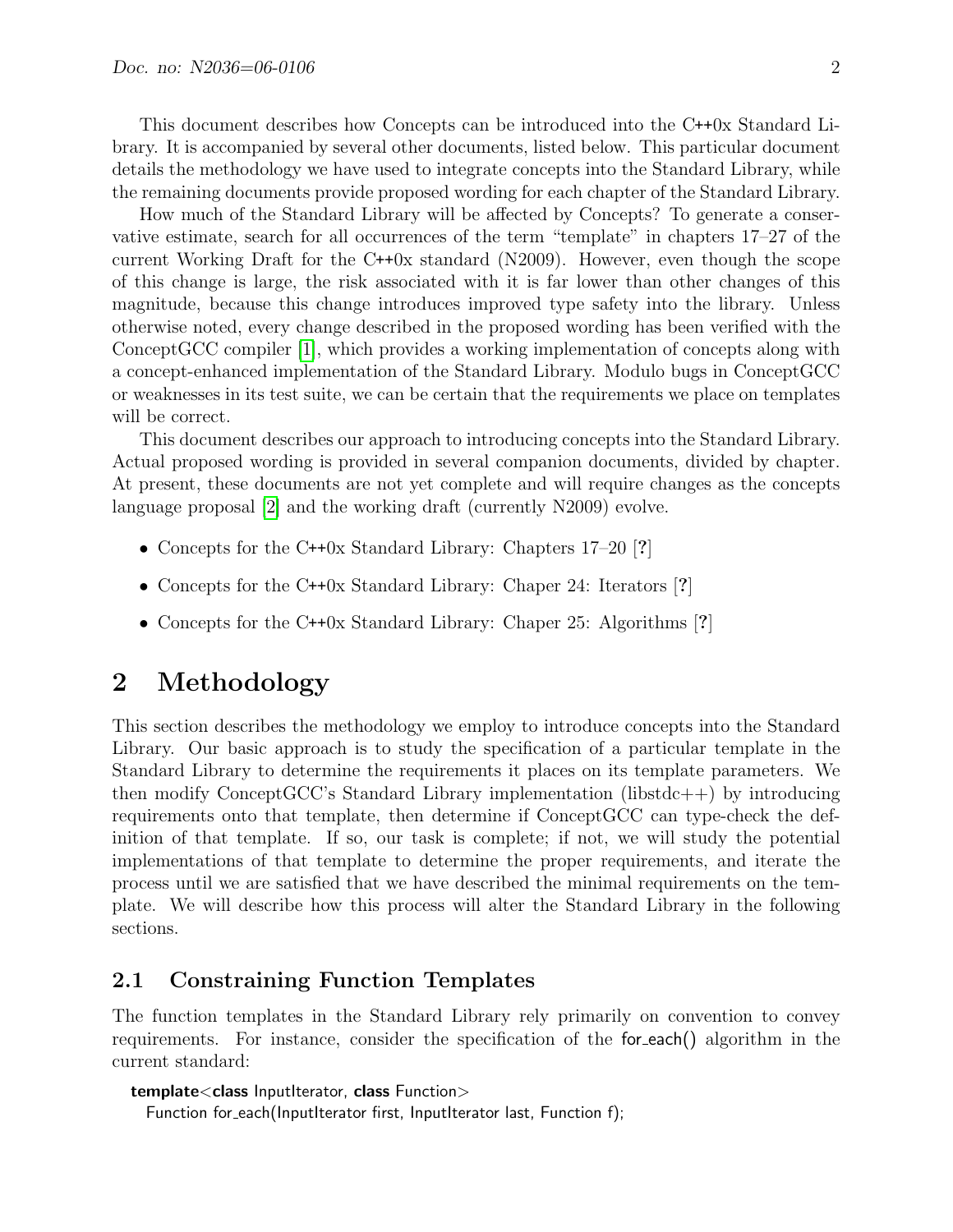This document describes how Concepts can be introduced into the C++0x Standard Library. It is accompanied by several other documents, listed below. This particular document details the methodology we have used to integrate concepts into the Standard Library, while the remaining documents provide proposed wording for each chapter of the Standard Library.

How much of the Standard Library will be affected by Concepts? To generate a conservative estimate, search for all occurrences of the term "template" in chapters 17–27 of the current Working Draft for the C++0x standard (N2009). However, even though the scope of this change is large, the risk associated with it is far lower than other changes of this magnitude, because this change introduces improved type safety into the library. Unless otherwise noted, every change described in the proposed wording has been verified with the ConceptGCC compiler [1], which provides a working implementation of concepts along with a concept-enhanced implementation of the Standard Library. Modulo bugs in ConceptGCC or weaknesses in its test suite, we can be certain that the requirements we place on templates will be correct.

This document describes our approach to introducing concepts into the Standard Library. Actual proposed wording is provided in several companion documents, divided by chapter. At present, these documents are not yet complete and will require changes as the concepts language proposal [2] and the working draft (currently N2009) evolve.

- Concepts for the C++0x Standard Library: Chapters 17–20 [?]
- Concepts for the C++0x Standard Library: Chaper 24: Iterators [?]
- Concepts for the C++0x Standard Library: Chaper 25: Algorithms [?]

# 2 Methodology

This section describes the methodology we employ to introduce concepts into the Standard Library. Our basic approach is to study the specification of a particular template in the Standard Library to determine the requirements it places on its template parameters. We then modify ConceptGCC's Standard Library implementation (libstdc++) by introducing requirements onto that template, then determine if ConceptGCC can type-check the definition of that template. If so, our task is complete; if not, we will study the potential implementations of that template to determine the proper requirements, and iterate the process until we are satisfied that we have described the minimal requirements on the template. We will describe how this process will alter the Standard Library in the following sections.

## 2.1 Constraining Function Templates

The function templates in the Standard Library rely primarily on convention to convey requirements. For instance, consider the specification of the for_each() algorithm in the current standard:

```
template<class InputIterator, class Function>
  Function for_each(InputIterator first, InputIterator last, Function f);
```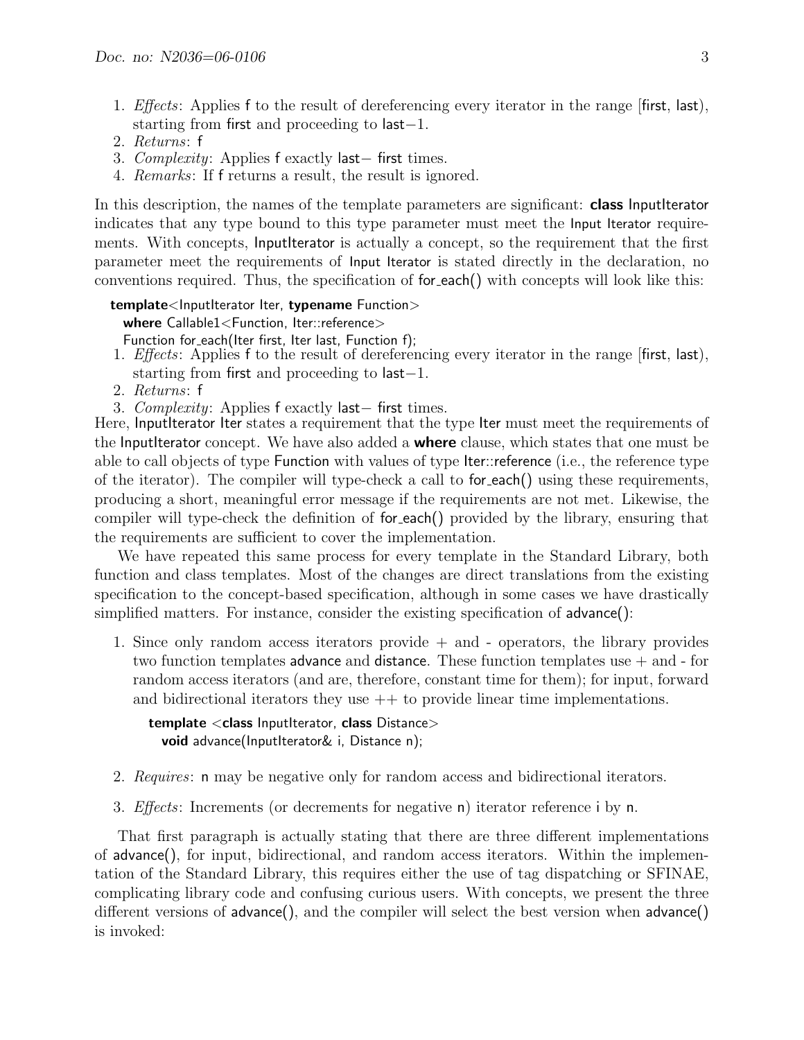1. *Effects*: Applies f to the result of dereferencing every iterator in the range [first, last), starting from first and proceeding to last−1.
2. *Returns*: f
3. *Complexity*: Applies f exactly last− first times.
4. *Remarks*: If f returns a result, the result is ignored.

In this description, the names of the template parameters are significant: **class** InputIterator indicates that any type bound to this type parameter must meet the Input Iterator requirements. With concepts, InputIterator is actually a concept, so the requirement that the first parameter meet the requirements of Input Iterator is stated directly in the declaration, no conventions required. Thus, the specification of for_each() with concepts will look like this:

```
template<InputIterator Iter, typename Function>
  where Callable1<Function, Iter::reference>
  Function for_each(Iter first, Iter last, Function f);
```

1. *Effects*: Applies f to the result of dereferencing every iterator in the range [first, last), starting from first and proceeding to last−1.
2. *Returns*: f
3. *Complexity*: Applies f exactly last− first times.

Here, InputIterator Iter states a requirement that the type Iter must meet the requirements of the InputIterator concept. We have also added a **where** clause, which states that one must be able to call objects of type Function with values of type Iter::reference (i.e., the reference type of the iterator). The compiler will type-check a call to for_each() using these requirements, producing a short, meaningful error message if the requirements are not met. Likewise, the compiler will type-check the definition of for_each() provided by the library, ensuring that the requirements are sufficient to cover the implementation.

We have repeated this same process for every template in the Standard Library, both function and class templates. Most of the changes are direct translations from the existing specification to the concept-based specification, although in some cases we have drastically simplified matters. For instance, consider the existing specification of advance():

1. Since only random access iterators provide + and - operators, the library provides two function templates advance and distance. These function templates use + and - for random access iterators (and are, therefore, constant time for them); for input, forward and bidirectional iterators they use ++ to provide linear time implementations.

   ```
   template <class InputIterator, class Distance>
     void advance(InputIterator& i, Distance n);
   ```

2. *Requires*: n may be negative only for random access and bidirectional iterators.
3. *Effects*: Increments (or decrements for negative n) iterator reference i by n.

That first paragraph is actually stating that there are three different implementations of advance(), for input, bidirectional, and random access iterators. Within the implementation of the Standard Library, this requires either the use of tag dispatching or SFINAE, complicating library code and confusing curious users. With concepts, we present the three different versions of advance(), and the compiler will select the best version when advance() is invoked: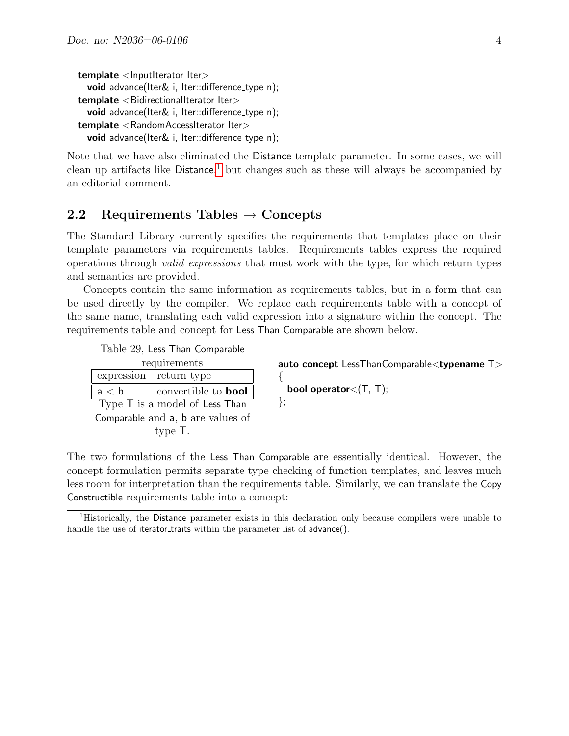```
template <InputIterator Iter>
  void advance(Iter& i, Iter::difference_type n);
template <BidirectionalIterator Iter>
  void advance(Iter& i, Iter::difference_type n);
template <RandomAccessIterator Iter>
  void advance(Iter& i, Iter::difference_type n);
```

Note that we have also eliminated the Distance template parameter. In some cases, we will clean up artifacts like Distance,[1] but changes such as these will always be accompanied by an editorial comment.

## 2.2 Requirements Tables → Concepts

The Standard Library currently specifies the requirements that templates place on their template parameters via requirements tables. Requirements tables express the required operations through *valid expressions* that must work with the type, for which return types and semantics are provided.

Concepts contain the same information as requirements tables, but in a form that can be used directly by the compiler. We replace each requirements table with a concept of the same name, translating each valid expression into a signature within the concept. The requirements table and concept for Less Than Comparable are shown below.

Table 29, Less Than Comparable requirements

| expression | return type |
|---|---|
| a < b | convertible to **bool** |

Type T is a model of Less Than Comparable and a, b are values of type T.

```
auto concept LessThanComparable<typename T>
{
  bool operator<(T, T);
};
```

The two formulations of the Less Than Comparable are essentially identical. However, the concept formulation permits separate type checking of function templates, and leaves much less room for interpretation than the requirements table. Similarly, we can translate the Copy Constructible requirements table into a concept:

[1] Historically, the Distance parameter exists in this declaration only because compilers were unable to handle the use of iterator_traits within the parameter list of advance().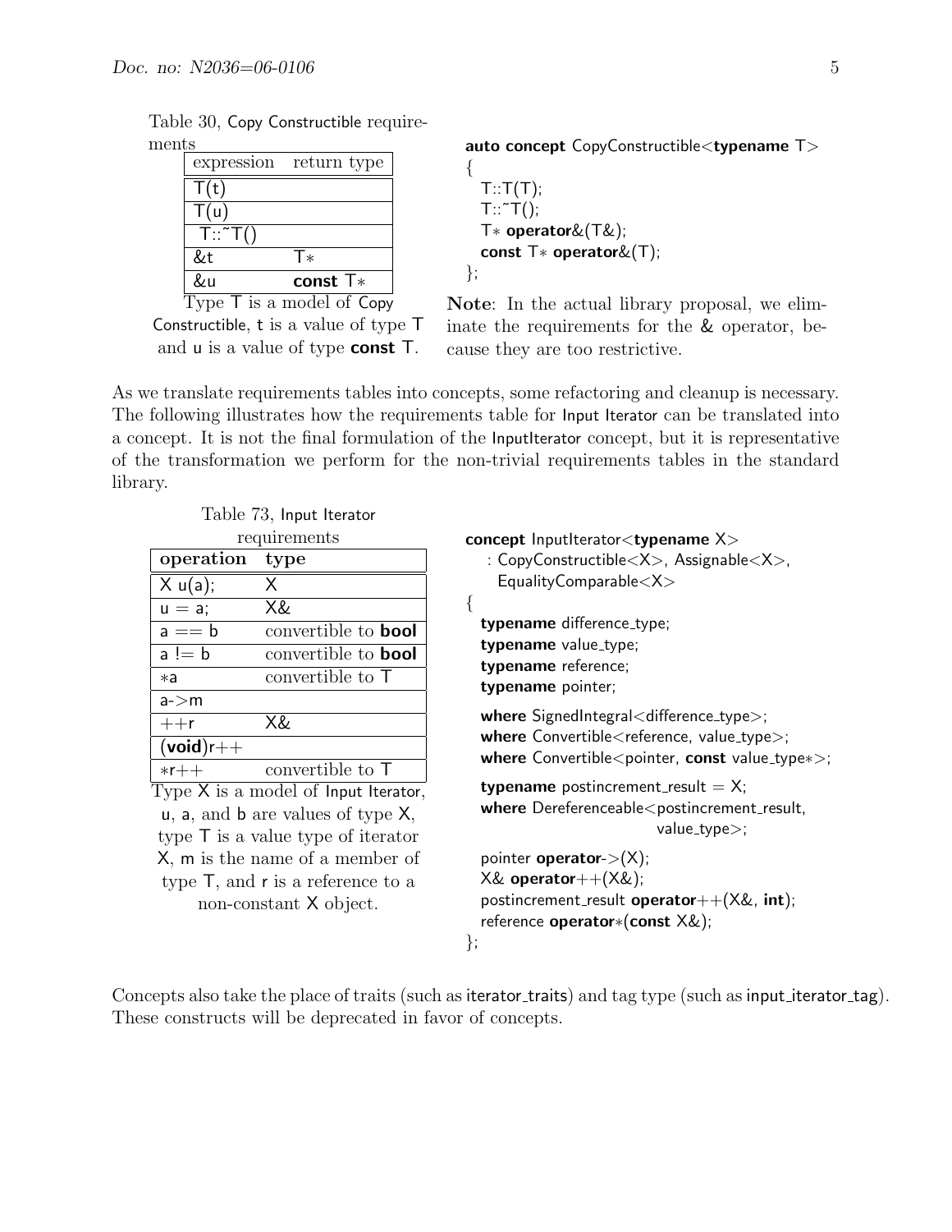Table 30, Copy Constructible requirements

| expression | return type |
|---|---|
| T(t) | |
| T(u) | |
| T::~T() | |
| &t | T* |
| &u | **const** T* |

Type T is a model of Copy Constructible, t is a value of type T and u is a value of type **const** T.

```
auto concept CopyConstructible<typename T>
{
  T::T(T);
  T::~T();
  T* operator&(T&);
  const T* operator&(T);
};
```

**Note**: In the actual library proposal, we eliminate the requirements for the & operator, because they are too restrictive.

As we translate requirements tables into concepts, some refactoring and cleanup is necessary. The following illustrates how the requirements table for Input Iterator can be translated into a concept. It is not the final formulation of the InputIterator concept, but it is representative of the transformation we perform for the non-trivial requirements tables in the standard library.

Table 73, Input Iterator requirements

| **operation** | **type** |
|---|---|
| X u(a); | X |
| u = a; | X& |
| a == b | convertible to **bool** |
| a != b | convertible to **bool** |
| *a | convertible to T |
| a->m | |
| ++r | X& |
| (**void**)r++ | |
| *r++ | convertible to T |

Type X is a model of Input Iterator, u, a, and b are values of type X, type T is a value type of iterator X, m is the name of a member of type T, and r is a reference to a non-constant X object.

```
concept InputIterator<typename X>
   : CopyConstructible<X>, Assignable<X>,
     EqualityComparable<X>
{
  typename difference_type;
  typename value_type;
  typename reference;
  typename pointer;

  where SignedIntegral<difference_type>;
  where Convertible<reference, value_type>;
  where Convertible<pointer, const value_type*>;

  typename postincrement_result = X;
  where Dereferenceable<postincrement_result,
                        value_type>;

  pointer operator->(X);
  X& operator++(X&);
  postincrement_result operator++(X&, int);
  reference operator*(const X&);
};
```

Concepts also take the place of traits (such as iterator_traits) and tag type (such as input_iterator_tag). These constructs will be deprecated in favor of concepts.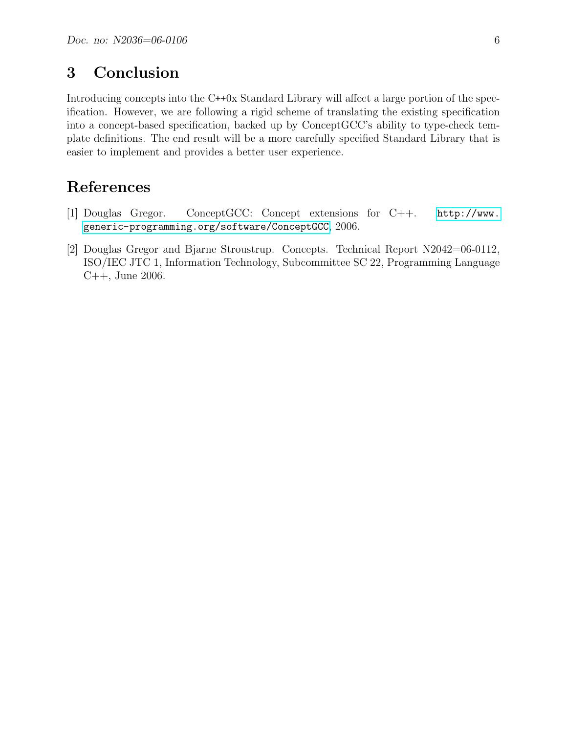## 3 Conclusion

Introducing concepts into the C++0x Standard Library will affect a large portion of the specification. However, we are following a rigid scheme of translating the existing specification into a concept-based specification, backed up by ConceptGCC's ability to type-check template definitions. The end result will be a more carefully specified Standard Library that is easier to implement and provides a better user experience.

## References

[1] Douglas Gregor. ConceptGCC: Concept extensions for C++. `http://www.generic-programming.org/software/ConceptGCC`, 2006.

[2] Douglas Gregor and Bjarne Stroustrup. Concepts. Technical Report N2042=06-0112, ISO/IEC JTC 1, Information Technology, Subcommittee SC 22, Programming Language C++, June 2006.